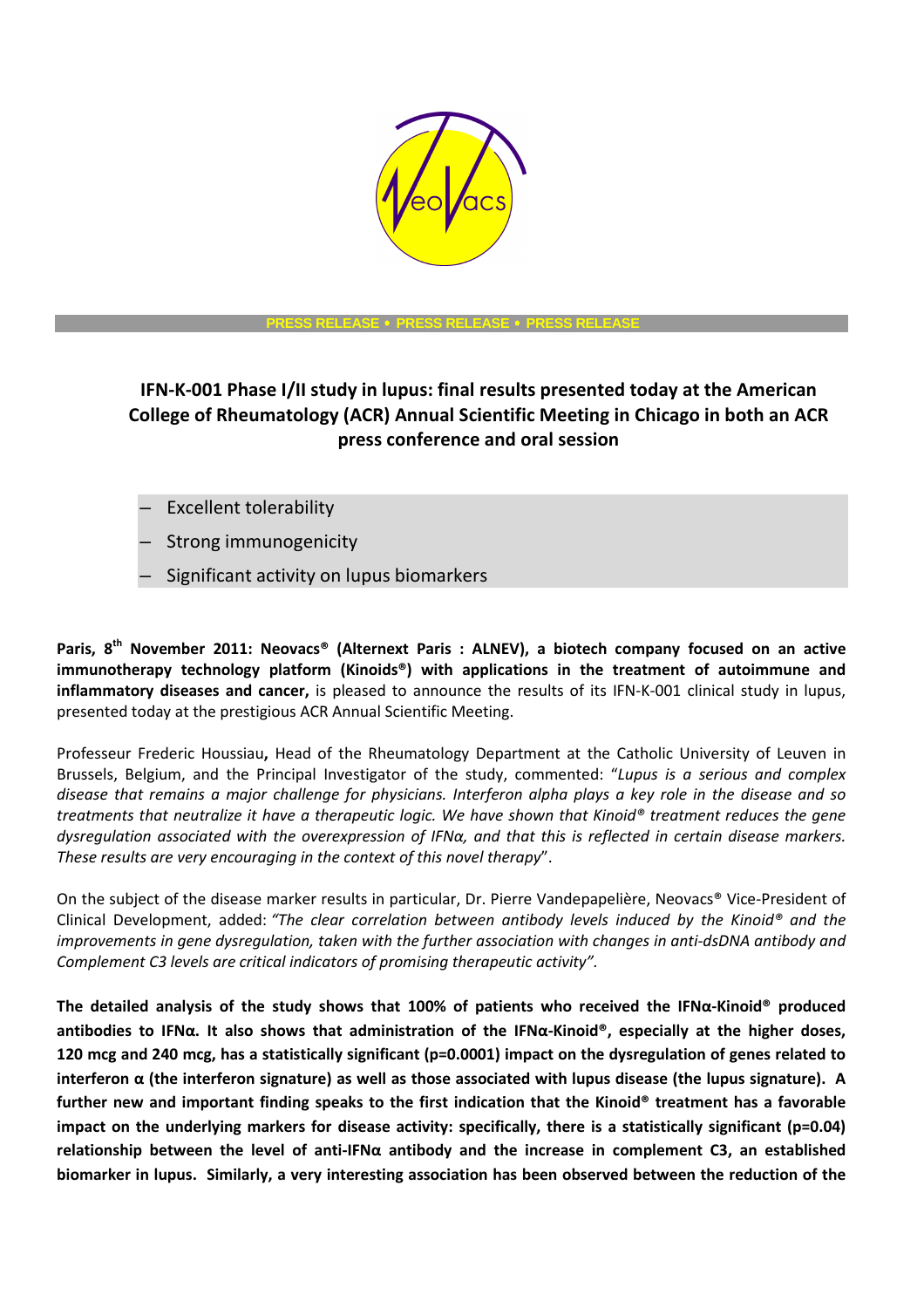PRESS RELEASE • PRESS RELEASE • PRESS RELEASE

# IFN-K-001 Phase I/II study in lupus: final results presented today at the American College of Rheumatology (ACR) Annual Scientific Meeting in Chicago in both an ACR press conference and oral session

- Excellent tolerability
- Strong immunogenicity
- Significant activity on lupus biomarkers

**Paris, 8th November 2011: Neovacs® (Alternext Paris : ALNEV), a biotech company focused on an active immunotherapy technology platform (Kinoids®) with applications in the treatment of autoimmune and inflammatory diseases and cancer,** is pleased to announce the results of its IFN-K-001 clinical study in lupus, presented today at the prestigious ACR Annual Scientific Meeting.

Professeur Frederic Houssiau**,** Head of the Rheumatology Department at the Catholic University of Leuven in Brussels, Belgium, and the Principal Investigator of the study, commented: "*Lupus is a serious and complex disease that remains a major challenge for physicians. Interferon alpha plays a key role in the disease and so treatments that neutralize it have a therapeutic logic. We have shown that Kinoid® treatment reduces the gene dysregulation associated with the overexpression of IFNα, and that this is reflected in certain disease markers. These results are very encouraging in the context of this novel therapy*".

On the subject of the disease marker results in particular, Dr. Pierre Vandepapelière, Neovacs® Vice-President of Clinical Development, added: *"The clear correlation between antibody levels induced by the Kinoid® and the improvements in gene dysregulation, taken with the further association with changes in anti-dsDNA antibody and Complement C3 levels are critical indicators of promising therapeutic activity".*

**The detailed analysis of the study shows that 100% of patients who received the IFNα-Kinoid® produced antibodies to IFNα. It also shows that administration of the IFNα-Kinoid®, especially at the higher doses, 120 mcg and 240 mcg, has a statistically significant (p=0.0001) impact on the dysregulation of genes related to interferon α (the interferon signature) as well as those associated with lupus disease (the lupus signature). A further new and important finding speaks to the first indication that the Kinoid® treatment has a favorable impact on the underlying markers for disease activity: specifically, there is a statistically significant (p=0.04) relationship between the level of anti-IFNα antibody and the increase in complement C3, an established biomarker in lupus. Similarly, a very interesting association has been observed between the reduction of the**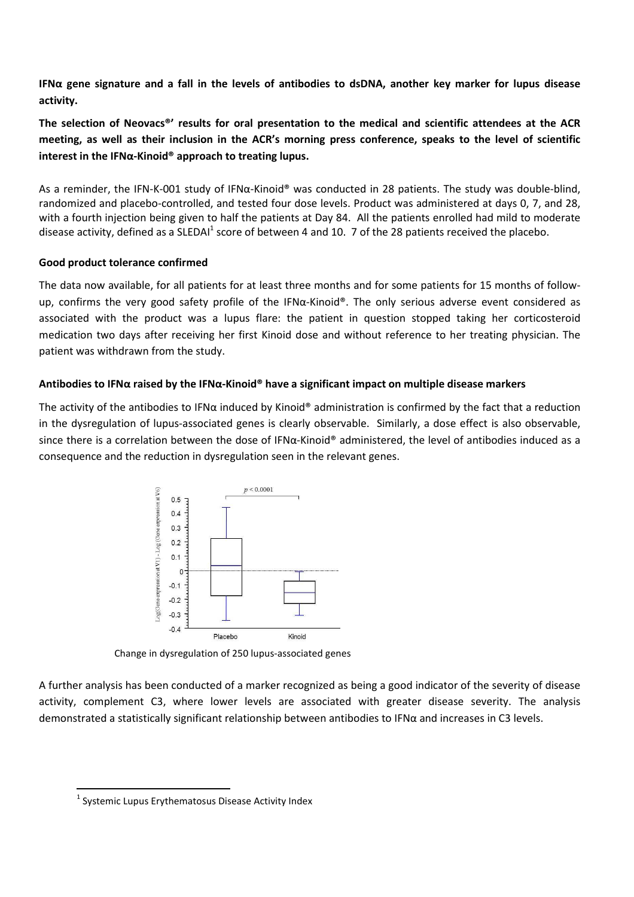**IFNα gene signature and a fall in the levels of antibodies to dsDNA, another key marker for lupus disease activity.**

**The selection of Neovacs®' results for oral presentation to the medical and scientific attendees at the ACR meeting, as well as their inclusion in the ACR's morning press conference, speaks to the level of scientific interest in the IFNα-Kinoid® approach to treating lupus.**

As a reminder, the IFN-K-001 study of IFNα-Kinoid® was conducted in 28 patients. The study was double-blind, randomized and placebo-controlled, and tested four dose levels. Product was administered at days 0, 7, and 28, with a fourth injection being given to half the patients at Day 84. All the patients enrolled had mild to moderate disease activity, defined as a SLEDAI[1] score of between 4 and 10. 7 of the 28 patients received the placebo.

**Good product tolerance confirmed**

The data now available, for all patients for at least three months and for some patients for 15 months of follow-up, confirms the very good safety profile of the IFNα-Kinoid®. The only serious adverse event considered as associated with the product was a lupus flare: the patient in question stopped taking her corticosteroid medication two days after receiving her first Kinoid dose and without reference to her treating physician. The patient was withdrawn from the study.

**Antibodies to IFNα raised by the IFNα-Kinoid® have a significant impact on multiple disease markers**

The activity of the antibodies to IFNα induced by Kinoid® administration is confirmed by the fact that a reduction in the dysregulation of lupus-associated genes is clearly observable. Similarly, a dose effect is also observable, since there is a correlation between the dose of IFNα-Kinoid® administered, the level of antibodies induced as a consequence and the reduction in dysregulation seen in the relevant genes.

$p < 0.0001$

Log(Gene expression at V11) - Log (Gene expression at V6)

0.5
0.4
0.3
0.2
0.1
0
-0.1
-0.2
-0.3
-0.4

Placebo
Kinoid

Change in dysregulation of 250 lupus-associated genes

A further analysis has been conducted of a marker recognized as being a good indicator of the severity of disease activity, complement C3, where lower levels are associated with greater disease severity. The analysis demonstrated a statistically significant relationship between antibodies to IFNα and increases in C3 levels.

[1] Systemic Lupus Erythematosus Disease Activity Index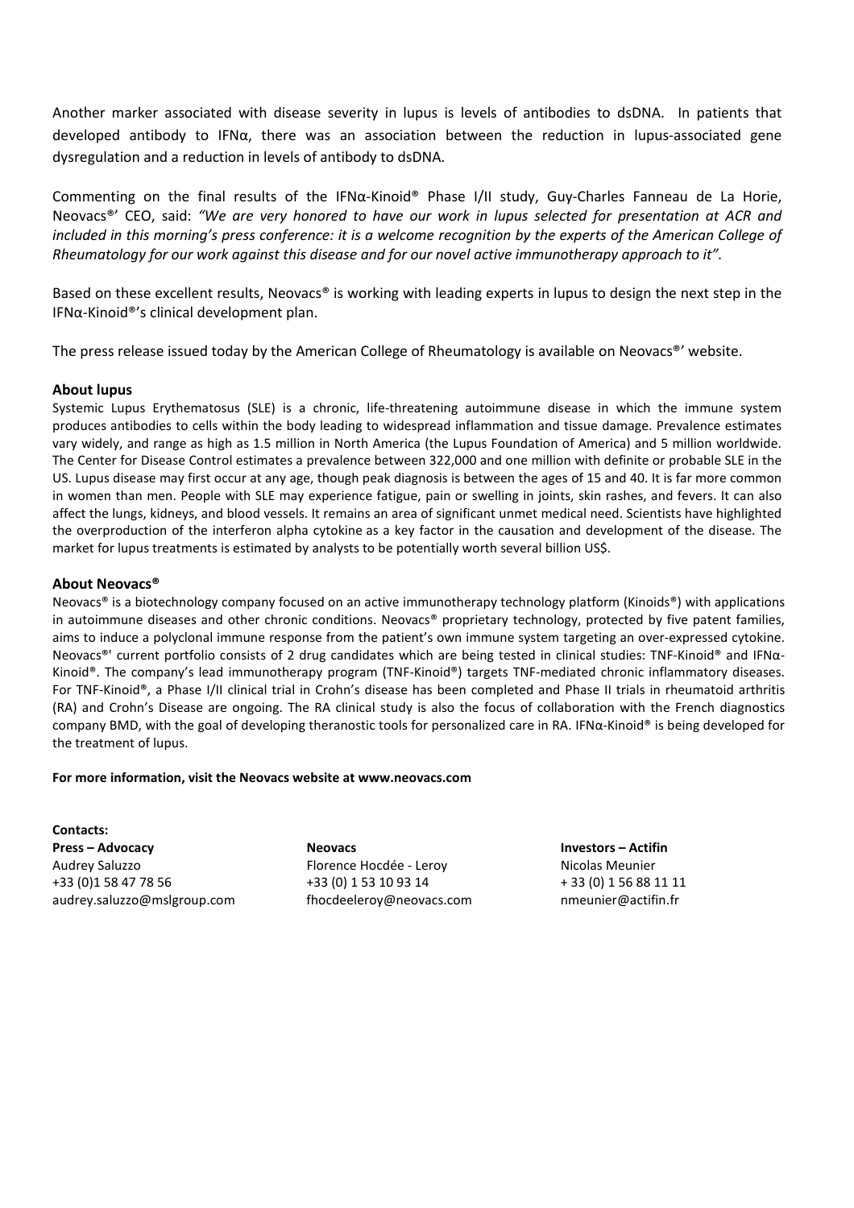Another marker associated with disease severity in lupus is levels of antibodies to dsDNA. In patients that developed antibody to IFNα, there was an association between the reduction in lupus-associated gene dysregulation and a reduction in levels of antibody to dsDNA.

Commenting on the final results of the IFNα-Kinoid® Phase I/II study, Guy-Charles Fanneau de La Horie, Neovacs®' CEO, said: *"We are very honored to have our work in lupus selected for presentation at ACR and included in this morning's press conference: it is a welcome recognition by the experts of the American College of Rheumatology for our work against this disease and for our novel active immunotherapy approach to it".*

Based on these excellent results, Neovacs® is working with leading experts in lupus to design the next step in the IFNα-Kinoid®'s clinical development plan.

The press release issued today by the American College of Rheumatology is available on Neovacs®' website.

**About lupus**

Systemic Lupus Erythematosus (SLE) is a chronic, life-threatening autoimmune disease in which the immune system produces antibodies to cells within the body leading to widespread inflammation and tissue damage. Prevalence estimates vary widely, and range as high as 1.5 million in North America (the Lupus Foundation of America) and 5 million worldwide. The Center for Disease Control estimates a prevalence between 322,000 and one million with definite or probable SLE in the US. Lupus disease may first occur at any age, though peak diagnosis is between the ages of 15 and 40. It is far more common in women than men. People with SLE may experience fatigue, pain or swelling in joints, skin rashes, and fevers. It can also affect the lungs, kidneys, and blood vessels. It remains an area of significant unmet medical need. Scientists have highlighted the overproduction of the interferon alpha cytokine as a key factor in the causation and development of the disease. The market for lupus treatments is estimated by analysts to be potentially worth several billion US$.

**About Neovacs®**

Neovacs® is a biotechnology company focused on an active immunotherapy technology platform (Kinoids®) with applications in autoimmune diseases and other chronic conditions. Neovacs® proprietary technology, protected by five patent families, aims to induce a polyclonal immune response from the patient's own immune system targeting an over-expressed cytokine. Neovacs®' current portfolio consists of 2 drug candidates which are being tested in clinical studies: TNF-Kinoid® and IFNα-Kinoid®. The company's lead immunotherapy program (TNF-Kinoid®) targets TNF-mediated chronic inflammatory diseases. For TNF-Kinoid®, a Phase I/II clinical trial in Crohn's disease has been completed and Phase II trials in rheumatoid arthritis (RA) and Crohn's Disease are ongoing. The RA clinical study is also the focus of collaboration with the French diagnostics company BMD, with the goal of developing theranostic tools for personalized care in RA. IFNα-Kinoid® is being developed for the treatment of lupus.

**For more information, visit the Neovacs website at www.neovacs.com**

**Contacts:**

**Press – Advocacy**
Audrey Saluzzo
+33 (0)1 58 47 78 56
audrey.saluzzo@mslgroup.com

**Neovacs**
Florence Hocdée - Leroy
+33 (0) 1 53 10 93 14
fhocdeeleroy@neovacs.com

**Investors – Actifin**
Nicolas Meunier
+ 33 (0) 1 56 88 11 11
nmeunier@actifin.fr